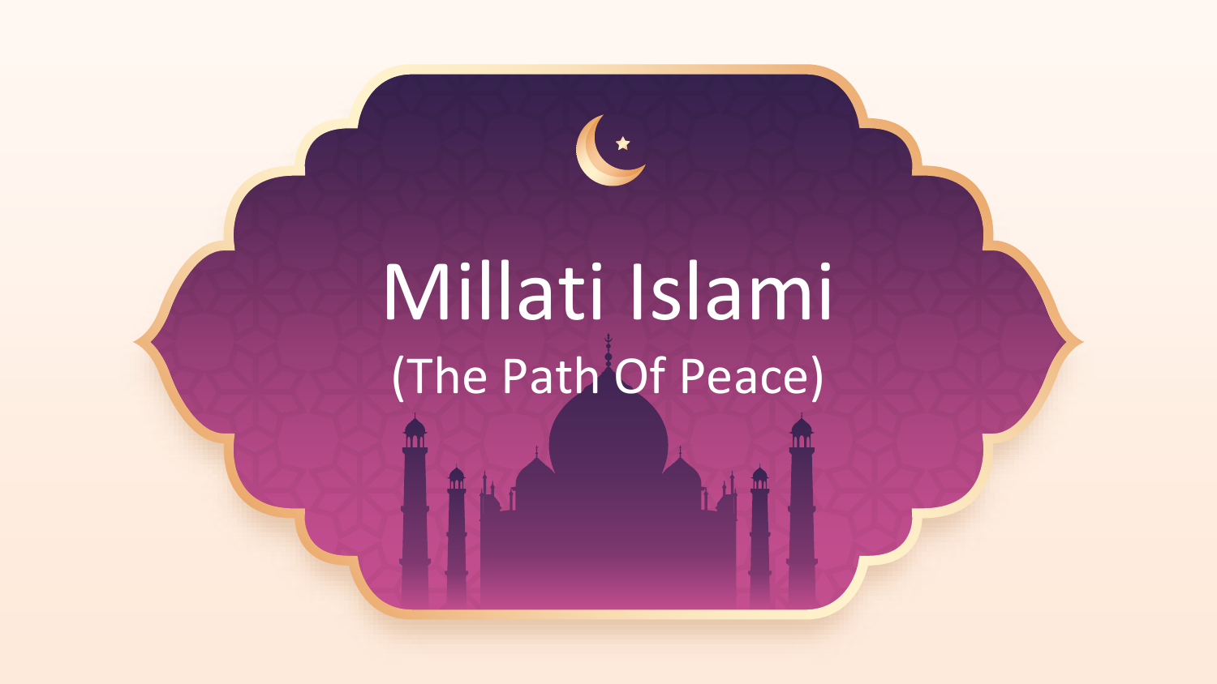# Millati Islami

## (The Path Of Peace)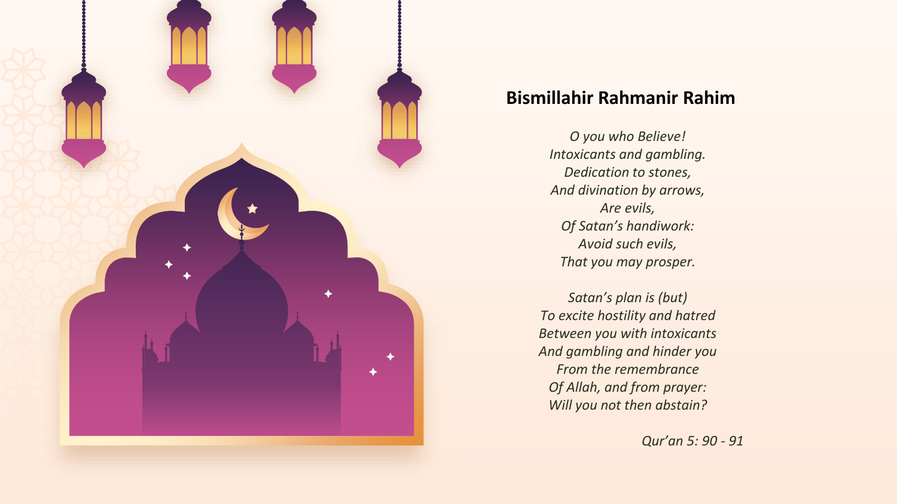## Bismillahir Rahmanir Rahim

*O you who Believe!*
*Intoxicants and gambling.*
*Dedication to stones,*
*And divination by arrows,*
*Are evils,*
*Of Satan's handiwork:*
*Avoid such evils,*
*That you may prosper.*

*Satan's plan is (but)*
*To excite hostility and hatred*
*Between you with intoxicants*
*And gambling and hinder you*
*From the remembrance*
*Of Allah, and from prayer:*
*Will you not then abstain?*

*Qur'an 5: 90 - 91*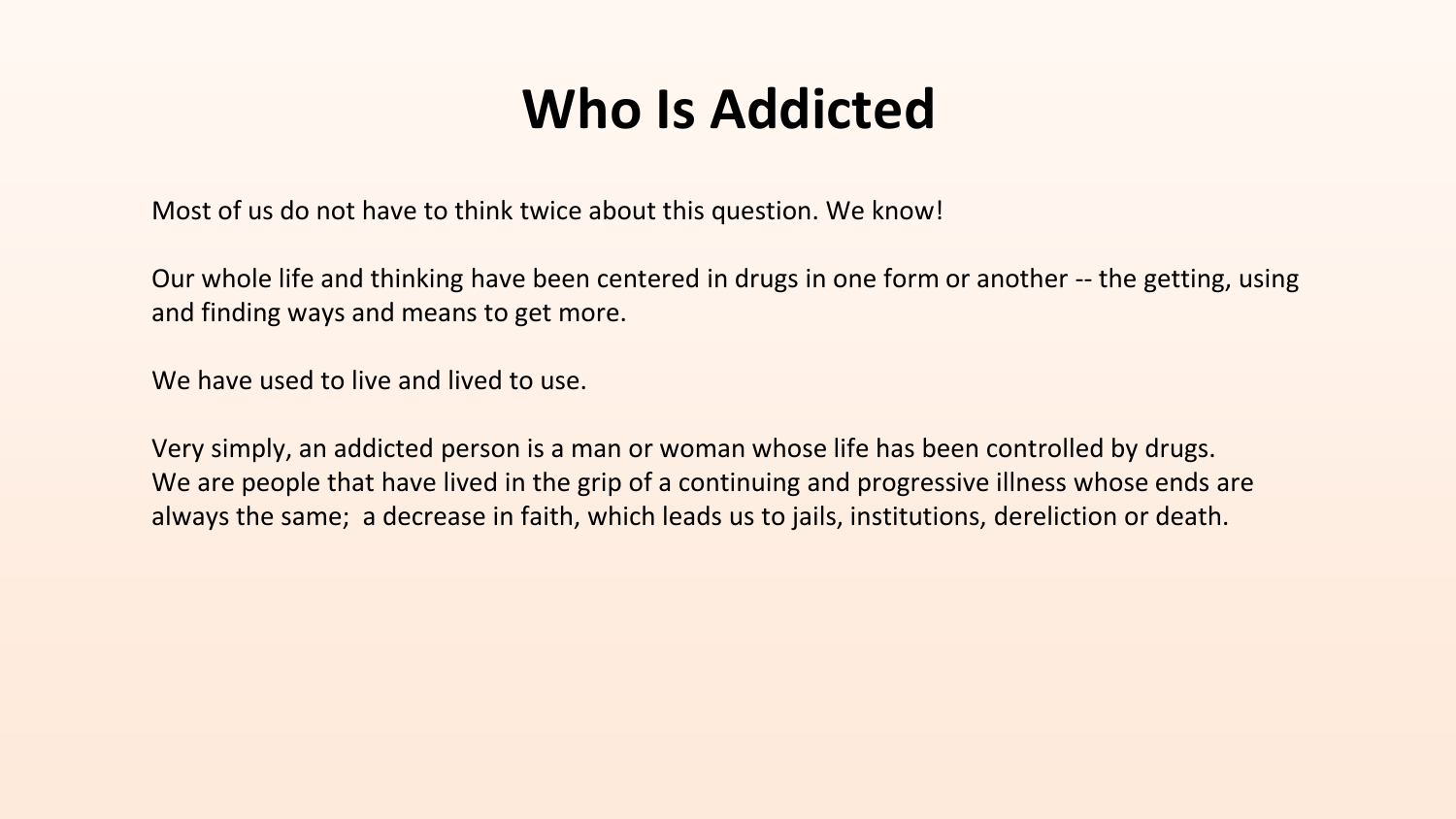# Who Is Addicted

Most of us do not have to think twice about this question. We know!

Our whole life and thinking have been centered in drugs in one form or another -- the getting, using and finding ways and means to get more.

We have used to live and lived to use.

Very simply, an addicted person is a man or woman whose life has been controlled by drugs.
We are people that have lived in the grip of a continuing and progressive illness whose ends are always the same; a decrease in faith, which leads us to jails, institutions, dereliction or death.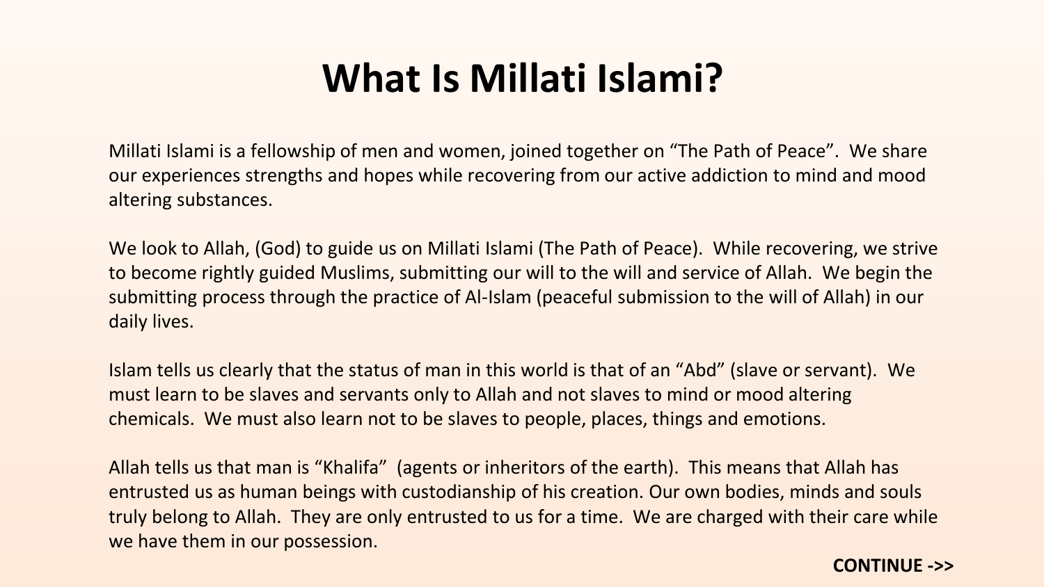# What Is Millati Islami?

Millati Islami is a fellowship of men and women, joined together on “The Path of Peace”. We share our experiences strengths and hopes while recovering from our active addiction to mind and mood altering substances.

We look to Allah, (God) to guide us on Millati Islami (The Path of Peace). While recovering, we strive to become rightly guided Muslims, submitting our will to the will and service of Allah. We begin the submitting process through the practice of Al-Islam (peaceful submission to the will of Allah) in our daily lives.

Islam tells us clearly that the status of man in this world is that of an “Abd” (slave or servant). We must learn to be slaves and servants only to Allah and not slaves to mind or mood altering chemicals. We must also learn not to be slaves to people, places, things and emotions.

Allah tells us that man is “Khalifa” (agents or inheritors of the earth). This means that Allah has entrusted us as human beings with custodianship of his creation. Our own bodies, minds and souls truly belong to Allah. They are only entrusted to us for a time. We are charged with their care while we have them in our possession.

**CONTINUE ->>**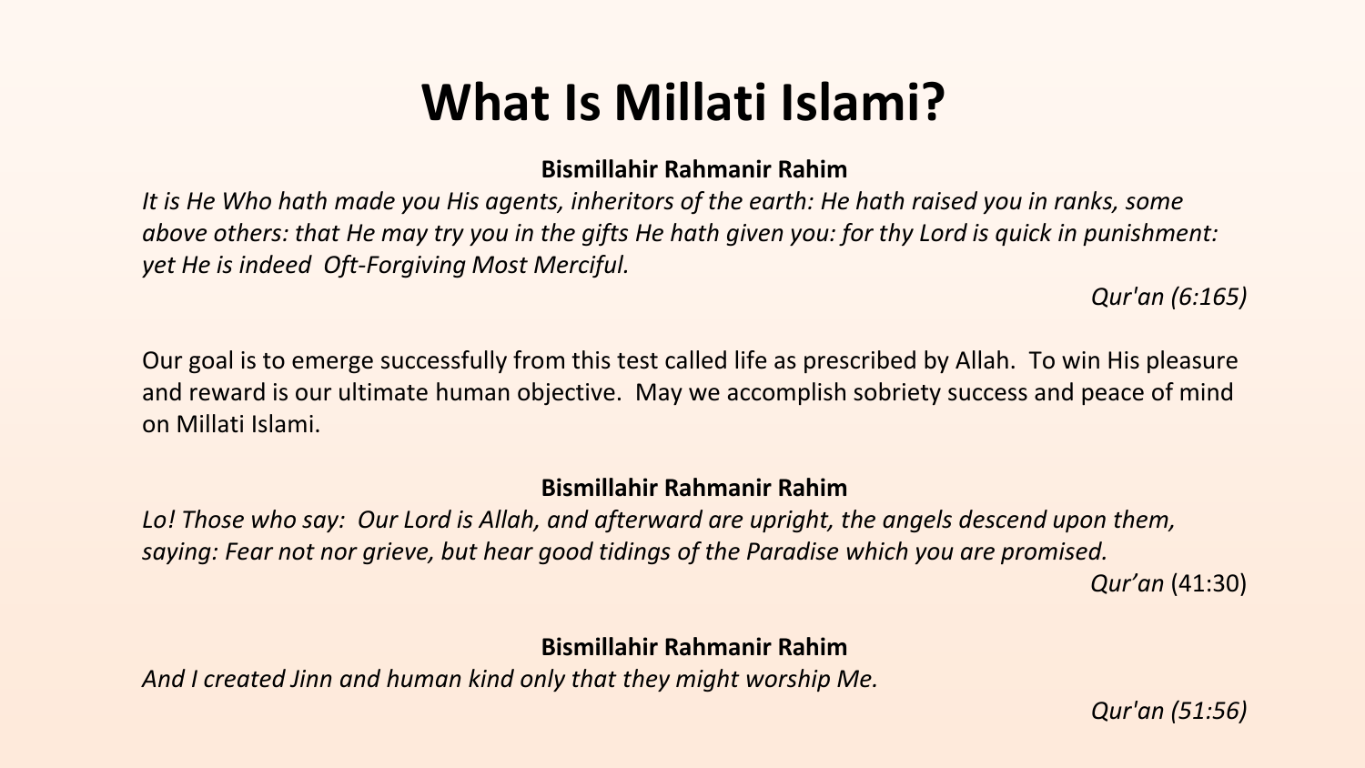# What Is Millati Islami?

**Bismillahir Rahmanir Rahim**

*It is He Who hath made you His agents, inheritors of the earth: He hath raised you in ranks, some above others: that He may try you in the gifts He hath given you: for thy Lord is quick in punishment: yet He is indeed Oft-Forgiving Most Merciful.*

*Qur'an (6:165)*

Our goal is to emerge successfully from this test called life as prescribed by Allah. To win His pleasure and reward is our ultimate human objective. May we accomplish sobriety success and peace of mind on Millati Islami.

**Bismillahir Rahmanir Rahim**

*Lo! Those who say: Our Lord is Allah, and afterward are upright, the angels descend upon them, saying: Fear not nor grieve, but hear good tidings of the Paradise which you are promised.*

*Qur'an* (41:30)

**Bismillahir Rahmanir Rahim**

*And I created Jinn and human kind only that they might worship Me.*

*Qur'an (51:56)*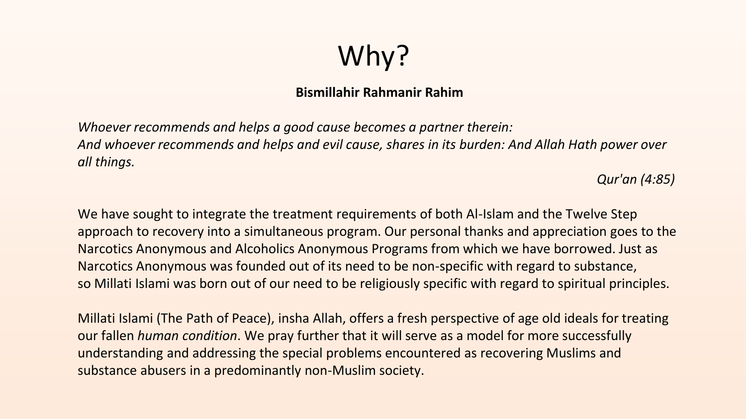# Why?

**Bismillahir Rahmanir Rahim**

*Whoever recommends and helps a good cause becomes a partner therein:*
*And whoever recommends and helps and evil cause, shares in its burden: And Allah Hath power over all things.*

*Qur'an (4:85)*

We have sought to integrate the treatment requirements of both Al-Islam and the Twelve Step approach to recovery into a simultaneous program. Our personal thanks and appreciation goes to the Narcotics Anonymous and Alcoholics Anonymous Programs from which we have borrowed. Just as Narcotics Anonymous was founded out of its need to be non-specific with regard to substance, so Millati Islami was born out of our need to be religiously specific with regard to spiritual principles.

Millati Islami (The Path of Peace), insha Allah, offers a fresh perspective of age old ideals for treating our fallen *human condition*. We pray further that it will serve as a model for more successfully understanding and addressing the special problems encountered as recovering Muslims and substance abusers in a predominantly non-Muslim society.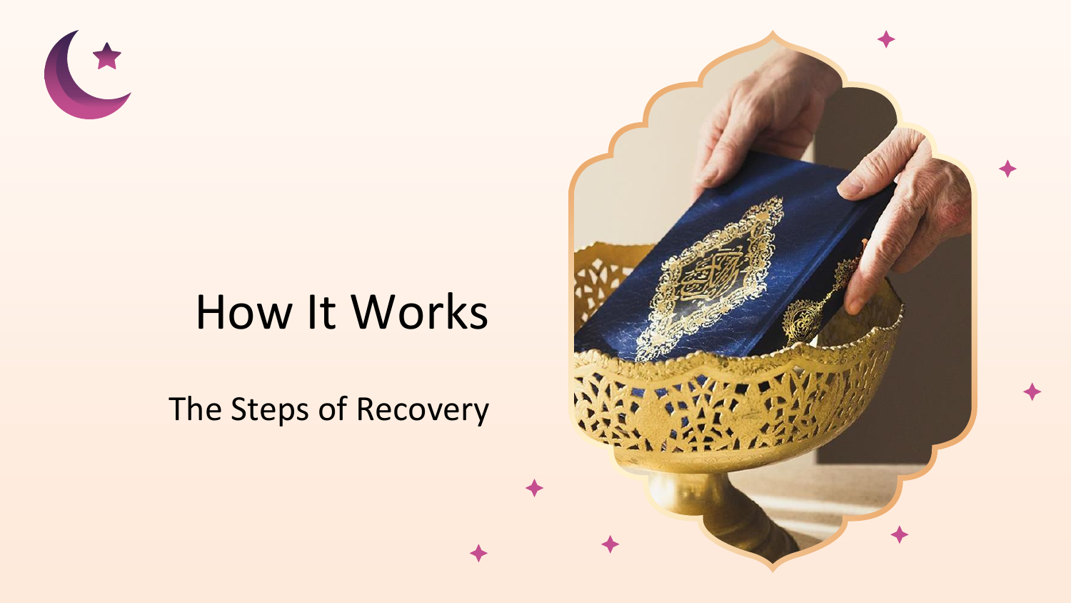# How It Works

## The Steps of Recovery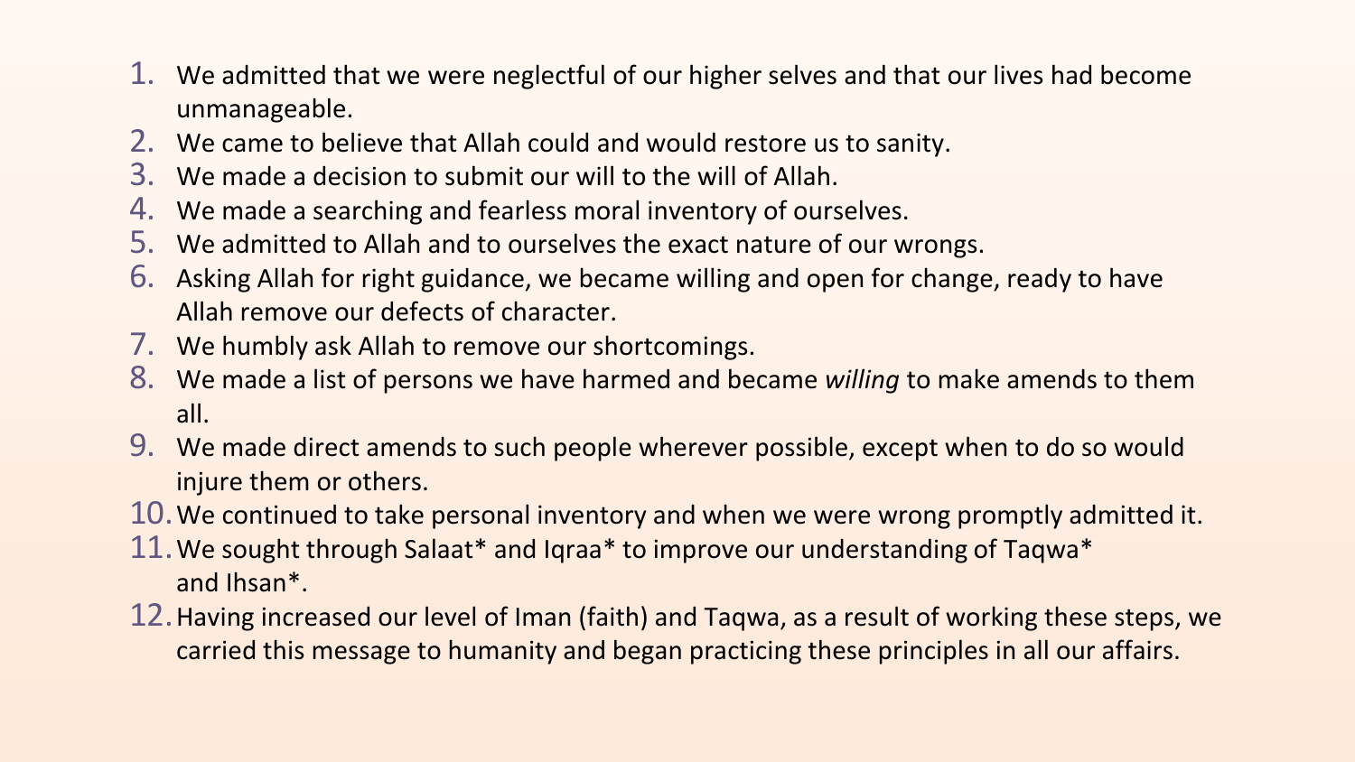1. We admitted that we were neglectful of our higher selves and that our lives had become unmanageable.
2. We came to believe that Allah could and would restore us to sanity.
3. We made a decision to submit our will to the will of Allah.
4. We made a searching and fearless moral inventory of ourselves.
5. We admitted to Allah and to ourselves the exact nature of our wrongs.
6. Asking Allah for right guidance, we became willing and open for change, ready to have Allah remove our defects of character.
7. We humbly ask Allah to remove our shortcomings.
8. We made a list of persons we have harmed and became *willing* to make amends to them all.
9. We made direct amends to such people wherever possible, except when to do so would injure them or others.
10. We continued to take personal inventory and when we were wrong promptly admitted it.
11. We sought through Salaat* and Iqraa* to improve our understanding of Taqwa* and Ihsan*.
12. Having increased our level of Iman (faith) and Taqwa, as a result of working these steps, we carried this message to humanity and began practicing these principles in all our affairs.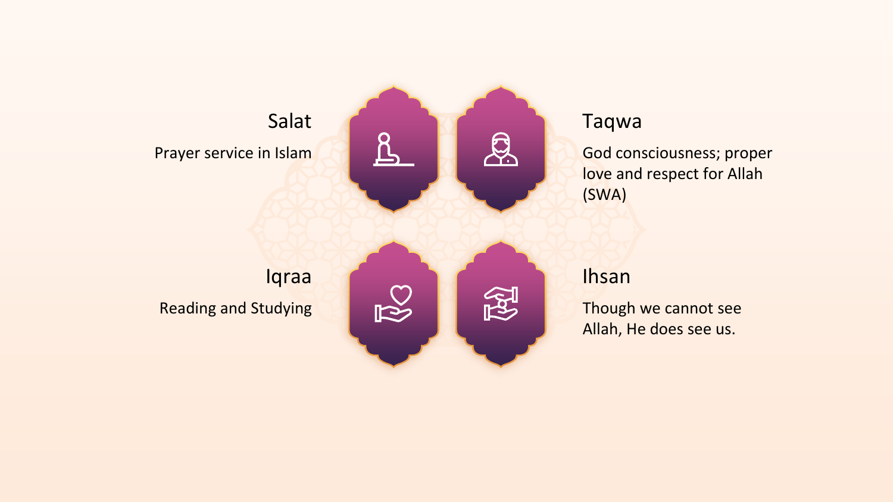## Salat

Prayer service in Islam

## Taqwa

God consciousness; proper love and respect for Allah (SWA)

## Iqraa

Reading and Studying

## Ihsan

Though we cannot see Allah, He does see us.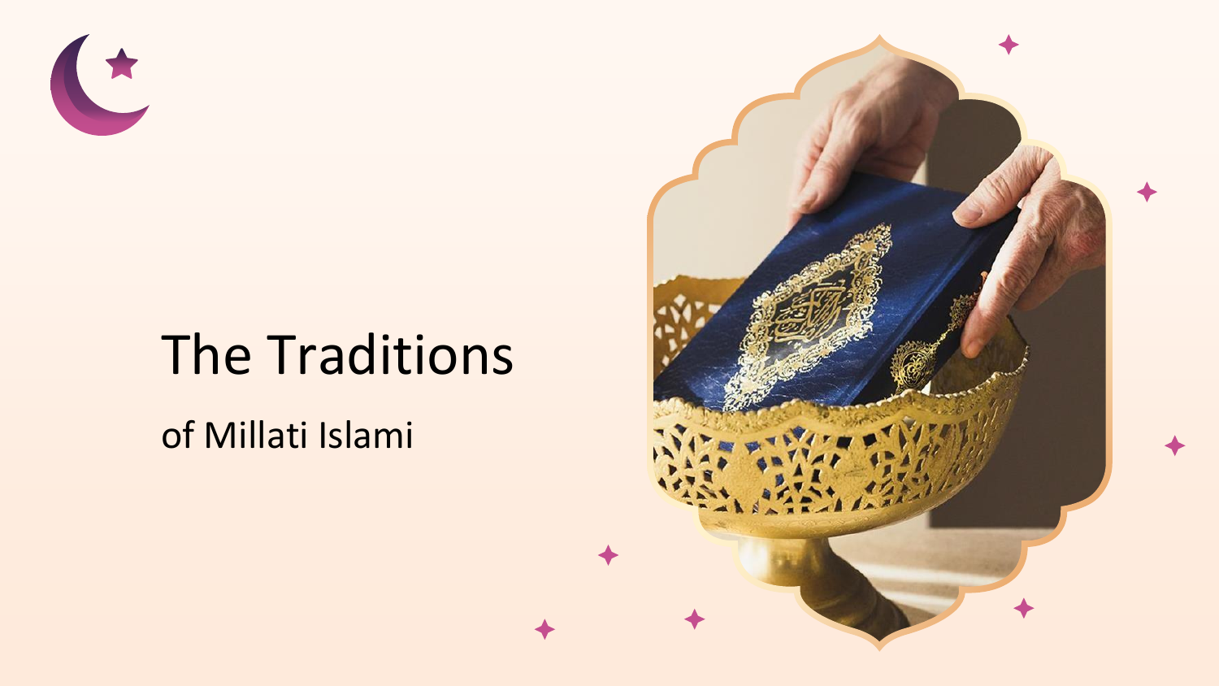# The Traditions

of Millati Islami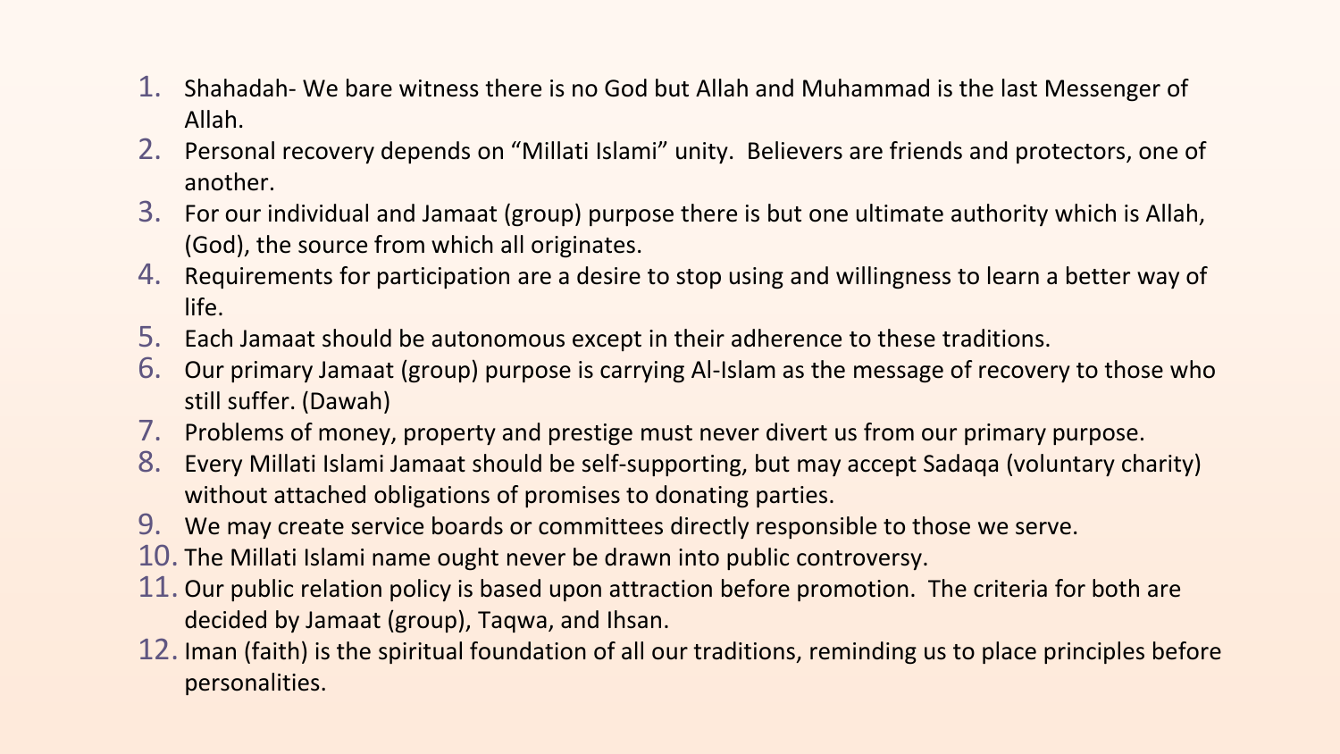1. Shahadah- We bare witness there is no God but Allah and Muhammad is the last Messenger of Allah.
2. Personal recovery depends on “Millati Islami” unity. Believers are friends and protectors, one of another.
3. For our individual and Jamaat (group) purpose there is but one ultimate authority which is Allah, (God), the source from which all originates.
4. Requirements for participation are a desire to stop using and willingness to learn a better way of life.
5. Each Jamaat should be autonomous except in their adherence to these traditions.
6. Our primary Jamaat (group) purpose is carrying Al-Islam as the message of recovery to those who still suffer. (Dawah)
7. Problems of money, property and prestige must never divert us from our primary purpose.
8. Every Millati Islami Jamaat should be self-supporting, but may accept Sadaqa (voluntary charity) without attached obligations of promises to donating parties.
9. We may create service boards or committees directly responsible to those we serve.
10. The Millati Islami name ought never be drawn into public controversy.
11. Our public relation policy is based upon attraction before promotion. The criteria for both are decided by Jamaat (group), Taqwa, and Ihsan.
12. Iman (faith) is the spiritual foundation of all our traditions, reminding us to place principles before personalities.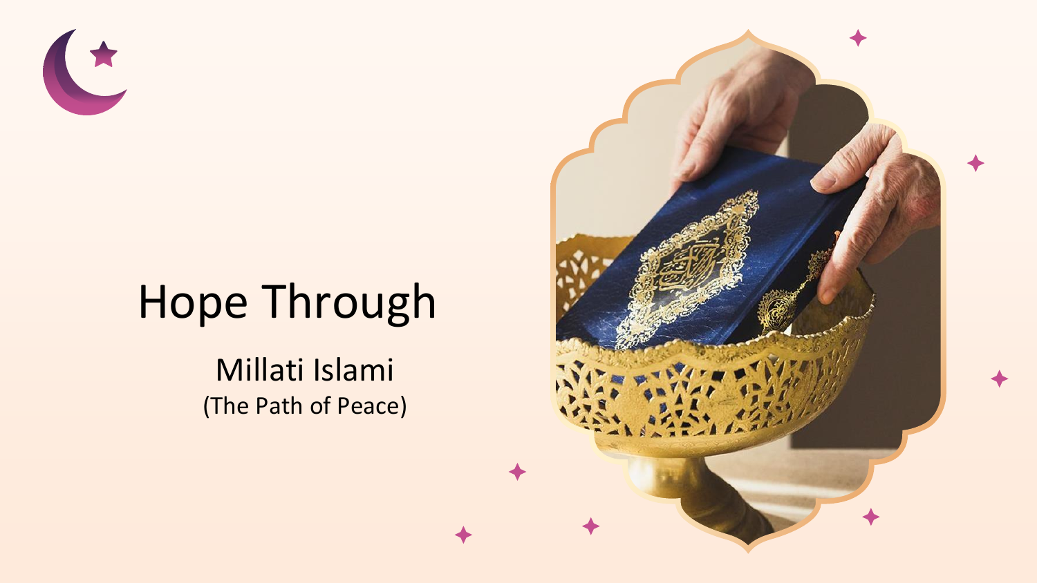# Hope Through

Millati Islami

(The Path of Peace)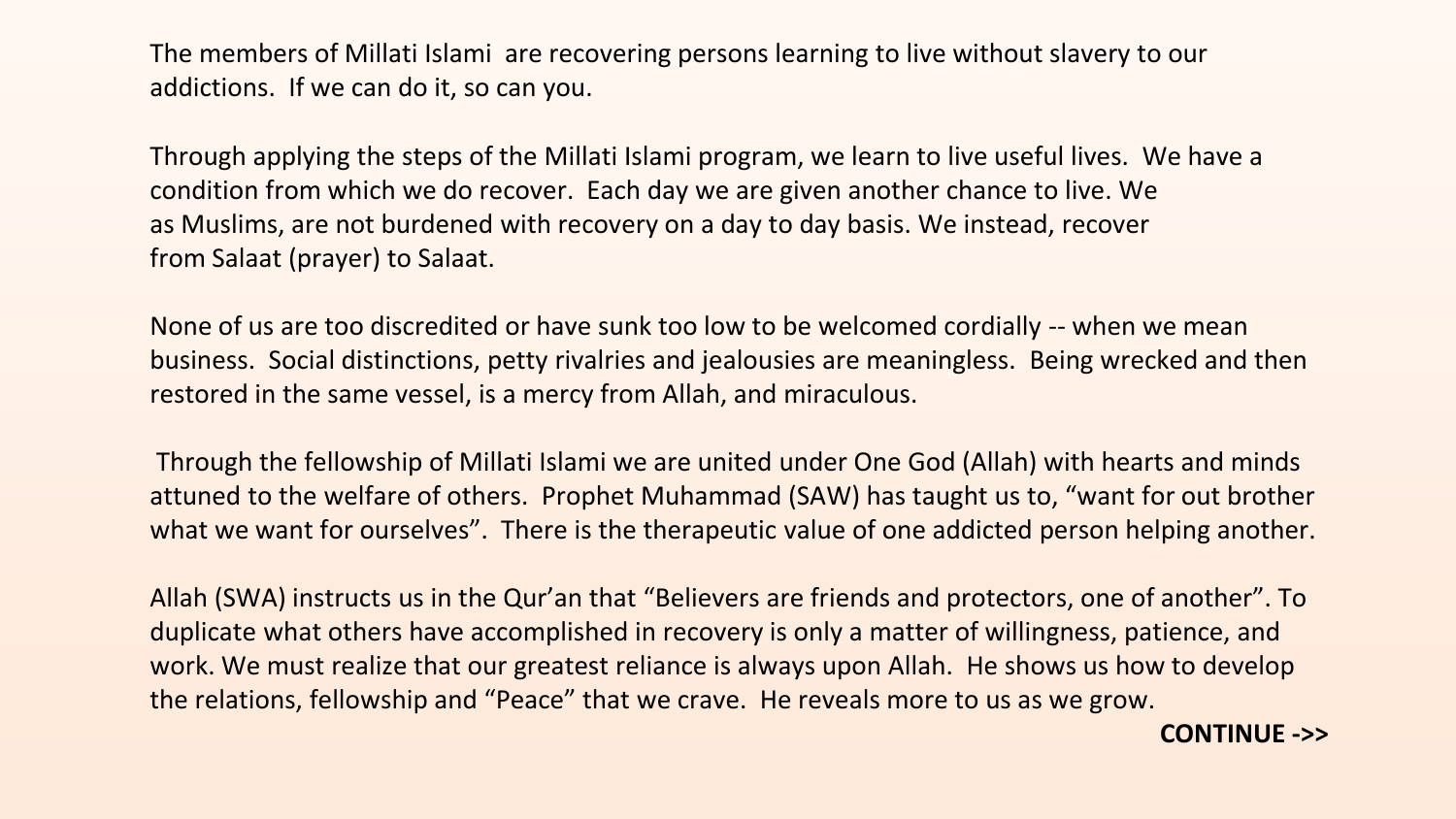The members of Millati Islami are recovering persons learning to live without slavery to our addictions. If we can do it, so can you.

Through applying the steps of the Millati Islami program, we learn to live useful lives. We have a condition from which we do recover. Each day we are given another chance to live. We as Muslims, are not burdened with recovery on a day to day basis. We instead, recover from Salaat (prayer) to Salaat.

None of us are too discredited or have sunk too low to be welcomed cordially -- when we mean business. Social distinctions, petty rivalries and jealousies are meaningless. Being wrecked and then restored in the same vessel, is a mercy from Allah, and miraculous.

Through the fellowship of Millati Islami we are united under One God (Allah) with hearts and minds attuned to the welfare of others. Prophet Muhammad (SAW) has taught us to, "want for out brother what we want for ourselves". There is the therapeutic value of one addicted person helping another.

Allah (SWA) instructs us in the Qur'an that "Believers are friends and protectors, one of another". To duplicate what others have accomplished in recovery is only a matter of willingness, patience, and work. We must realize that our greatest reliance is always upon Allah. He shows us how to develop the relations, fellowship and "Peace" that we crave. He reveals more to us as we grow.

**CONTINUE ->>**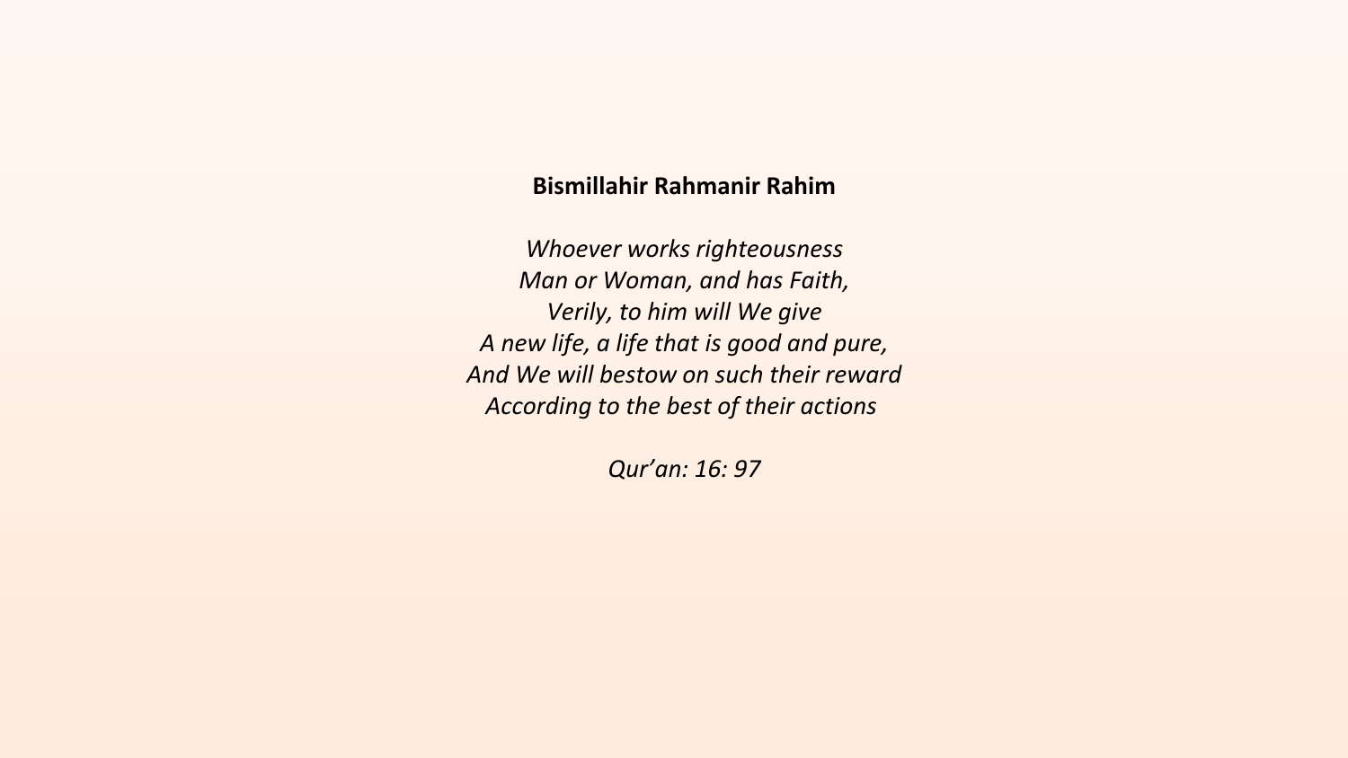**Bismillahir Rahmanir Rahim**

*Whoever works righteousness*
*Man or Woman, and has Faith,*
*Verily, to him will We give*
*A new life, a life that is good and pure,*
*And We will bestow on such their reward*
*According to the best of their actions*

*Qur'an: 16: 97*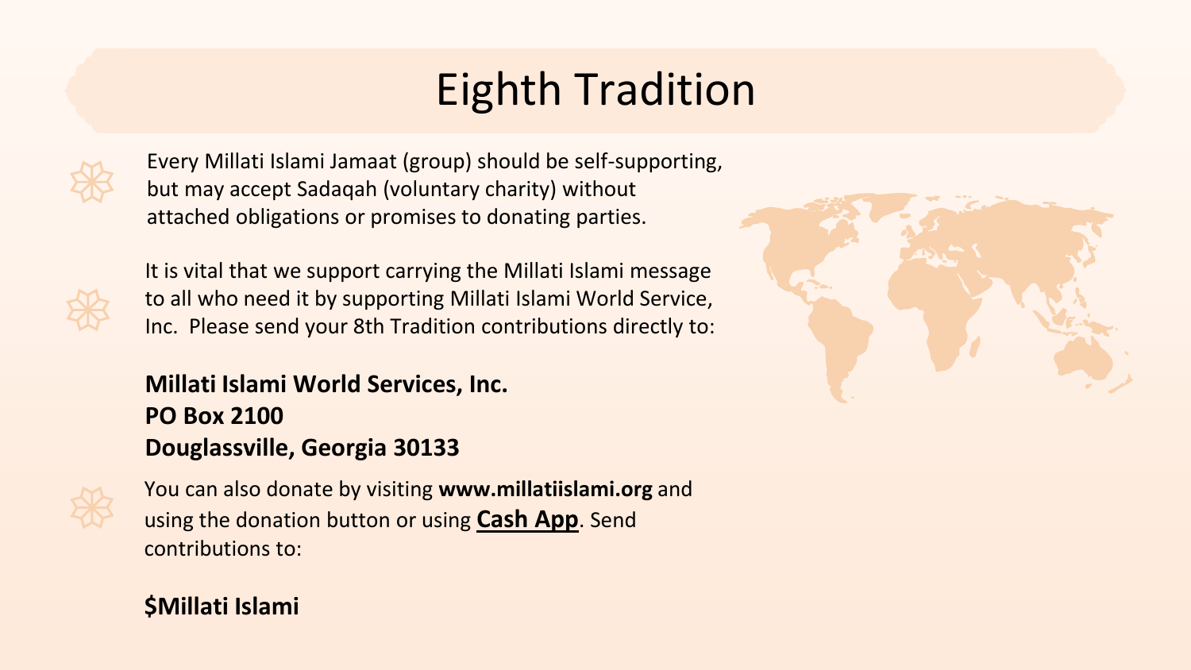# Eighth Tradition

Every Millati Islami Jamaat (group) should be self-supporting, but may accept Sadaqah (voluntary charity) without attached obligations or promises to donating parties.

It is vital that we support carrying the Millati Islami message to all who need it by supporting Millati Islami World Service, Inc. Please send your 8th Tradition contributions directly to:

**Millati Islami World Services, Inc.**
**PO Box 2100**
**Douglassville, Georgia 30133**

You can also donate by visiting **www.millatiislami.org** and using the donation button or using **Cash App**. Send contributions to:

**$Millati Islami**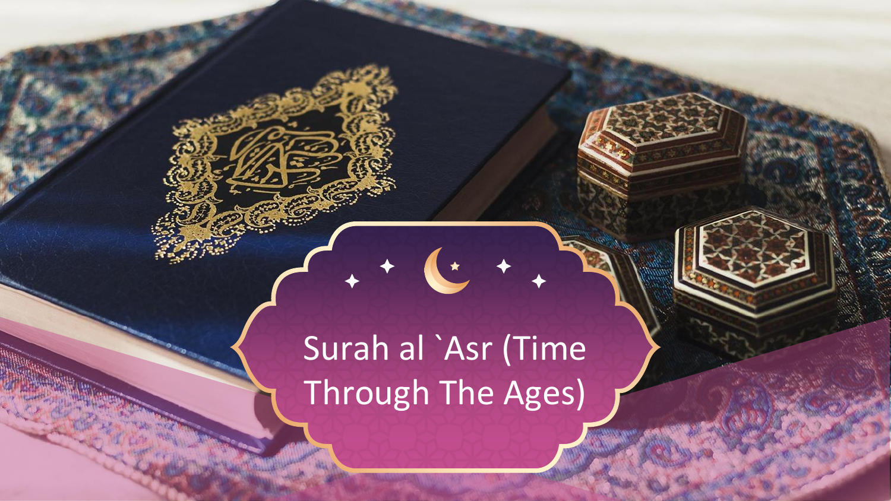# Surah al `Asr (Time Through The Ages)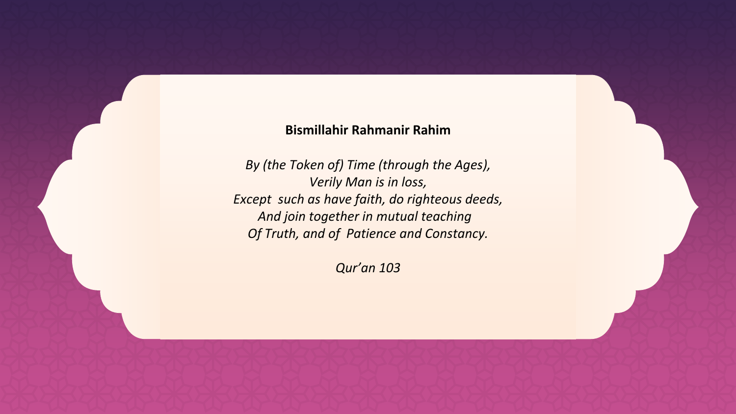**Bismillahir Rahmanir Rahim**

*By (the Token of) Time (through the Ages),*
*Verily Man is in loss,*
*Except such as have faith, do righteous deeds,*
*And join together in mutual teaching*
*Of Truth, and of Patience and Constancy.*

*Qur'an 103*